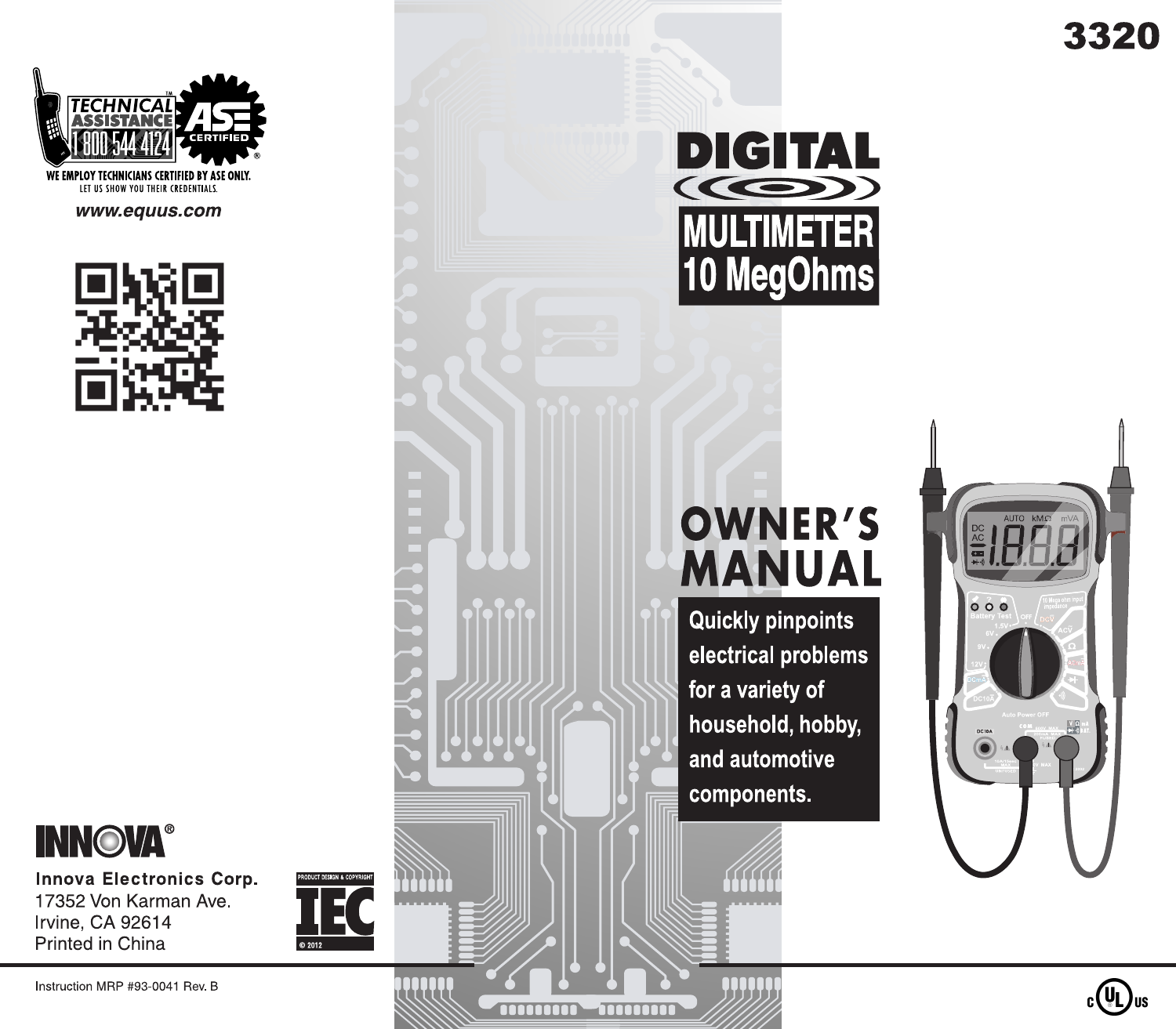# 3320

# DIGITAL MULTIMETER 10 MegOhms

# OWNER'S MANUAL

**Quickly pinpoints electrical problems for a variety of household, hobby, and automotive components.**

TECHNICAL ASSISTANCE™ 1 800 544 4124

ASE CERTIFIED®

WE EMPLOY TECHNICIANS CERTIFIED BY ASE ONLY.
LET US SHOW YOU THEIR CREDENTIALS.

*www.equus.com*

INNOVA®

**Innova Electronics Corp.**
17352 Von Karman Ave.
Irvine, CA 92614
Printed in China

PRODUCT DESIGN & COPYRIGHT IEC © 2012

Instruction MRP #93-0041 Rev. B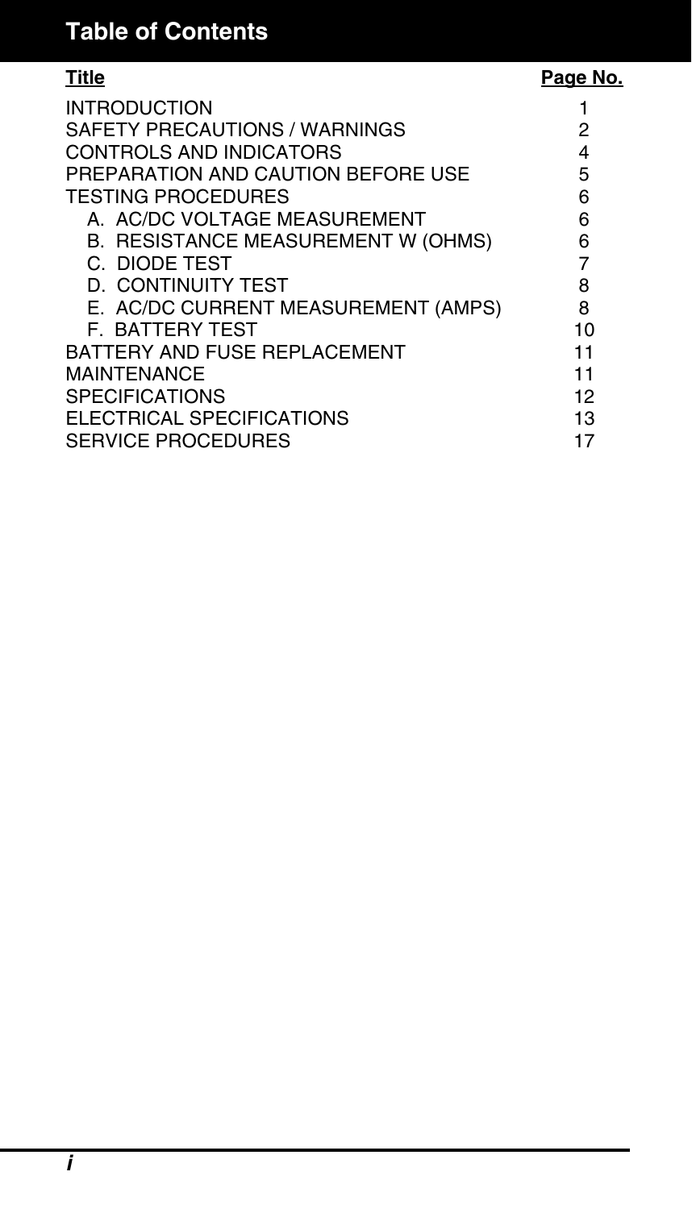# Table of Contents

| Title | Page No. |
|---|---|
| INTRODUCTION | 1 |
| SAFETY PRECAUTIONS / WARNINGS | 2 |
| CONTROLS AND INDICATORS | 4 |
| PREPARATION AND CAUTION BEFORE USE | 5 |
| TESTING PROCEDURES | 6 |
| A. AC/DC VOLTAGE MEASUREMENT | 6 |
| B. RESISTANCE MEASUREMENT W (OHMS) | 6 |
| C. DIODE TEST | 7 |
| D. CONTINUITY TEST | 8 |
| E. AC/DC CURRENT MEASUREMENT (AMPS) | 8 |
| F. BATTERY TEST | 10 |
| BATTERY AND FUSE REPLACEMENT | 11 |
| MAINTENANCE | 11 |
| SPECIFICATIONS | 12 |
| ELECTRICAL SPECIFICATIONS | 13 |
| SERVICE PROCEDURES | 17 |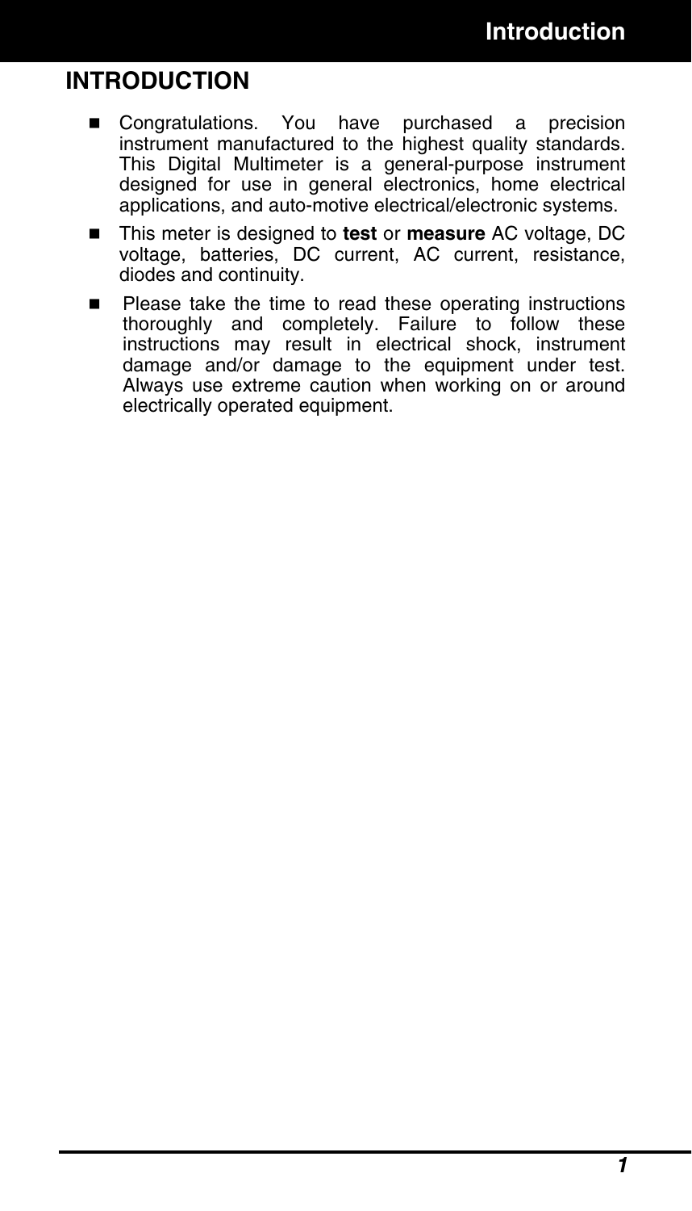# INTRODUCTION

- Congratulations. You have purchased a precision instrument manufactured to the highest quality standards. This Digital Multimeter is a general-purpose instrument designed for use in general electronics, home electrical applications, and auto-motive electrical/electronic systems.
- This meter is designed to **test** or **measure** AC voltage, DC voltage, batteries, DC current, AC current, resistance, diodes and continuity.
- Please take the time to read these operating instructions thoroughly and completely. Failure to follow these instructions may result in electrical shock, instrument damage and/or damage to the equipment under test. Always use extreme caution when working on or around electrically operated equipment.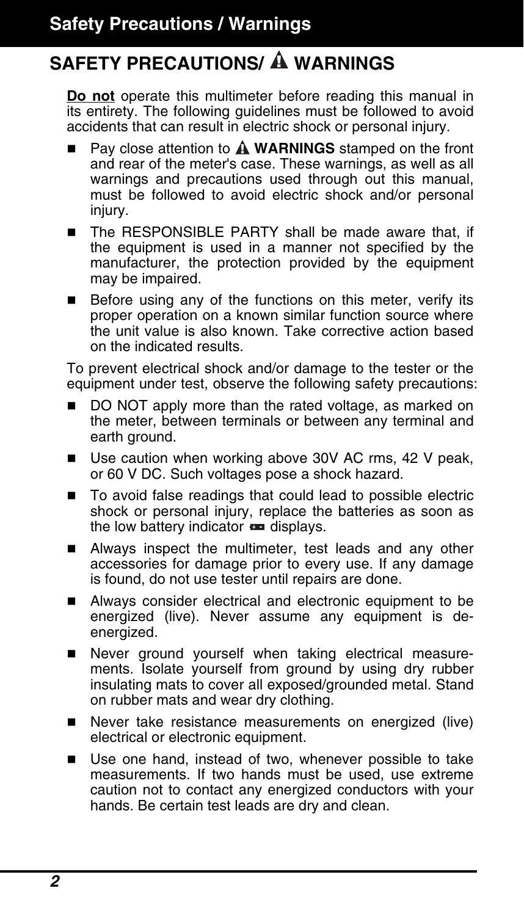# SAFETY PRECAUTIONS/ ⚠ WARNINGS

**Do not** operate this multimeter before reading this manual in its entirety. The following guidelines must be followed to avoid accidents that can result in electric shock or personal injury.

- Pay close attention to ⚠ **WARNINGS** stamped on the front and rear of the meter's case. These warnings, as well as all warnings and precautions used through out this manual, must be followed to avoid electric shock and/or personal injury.
- The RESPONSIBLE PARTY shall be made aware that, if the equipment is used in a manner not specified by the manufacturer, the protection provided by the equipment may be impaired.
- Before using any of the functions on this meter, verify its proper operation on a known similar function source where the unit value is also known. Take corrective action based on the indicated results.

To prevent electrical shock and/or damage to the tester or the equipment under test, observe the following safety precautions:

- DO NOT apply more than the rated voltage, as marked on the meter, between terminals or between any terminal and earth ground.
- Use caution when working above 30V AC rms, 42 V peak, or 60 V DC. Such voltages pose a shock hazard.
- To avoid false readings that could lead to possible electric shock or personal injury, replace the batteries as soon as the low battery indicator displays.
- Always inspect the multimeter, test leads and any other accessories for damage prior to every use. If any damage is found, do not use tester until repairs are done.
- Always consider electrical and electronic equipment to be energized (live). Never assume any equipment is de-energized.
- Never ground yourself when taking electrical measurements. Isolate yourself from ground by using dry rubber insulating mats to cover all exposed/grounded metal. Stand on rubber mats and wear dry clothing.
- Never take resistance measurements on energized (live) electrical or electronic equipment.
- Use one hand, instead of two, whenever possible to take measurements. If two hands must be used, use extreme caution not to contact any energized conductors with your hands. Be certain test leads are dry and clean.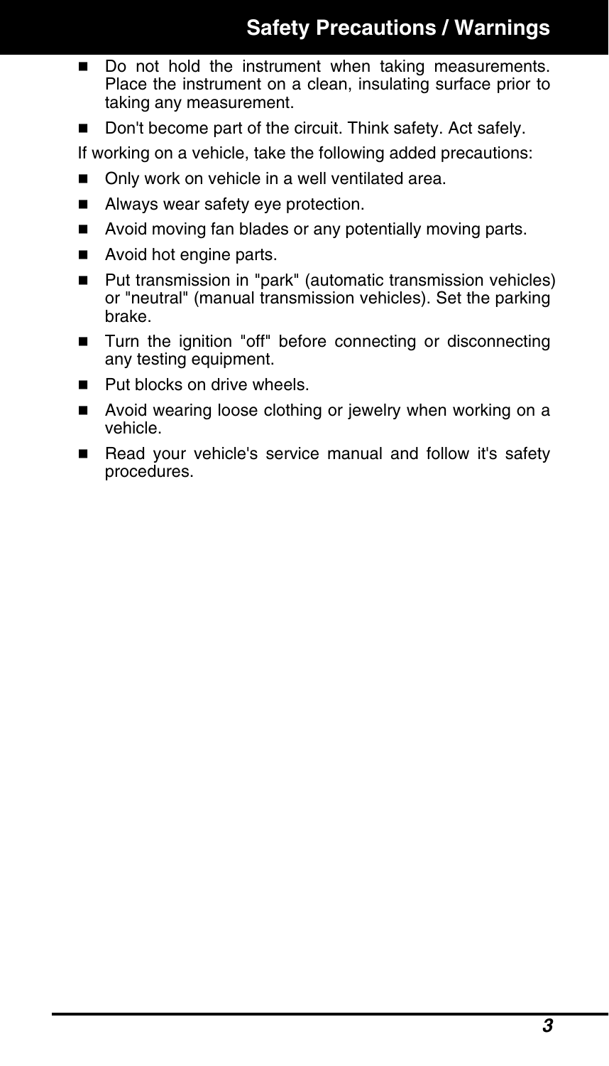- Do not hold the instrument when taking measurements. Place the instrument on a clean, insulating surface prior to taking any measurement.
- Don't become part of the circuit. Think safety. Act safely.

If working on a vehicle, take the following added precautions:

- Only work on vehicle in a well ventilated area.
- Always wear safety eye protection.
- Avoid moving fan blades or any potentially moving parts.
- Avoid hot engine parts.
- Put transmission in "park" (automatic transmission vehicles) or "neutral" (manual transmission vehicles). Set the parking brake.
- Turn the ignition "off" before connecting or disconnecting any testing equipment.
- Put blocks on drive wheels.
- Avoid wearing loose clothing or jewelry when working on a vehicle.
- Read your vehicle's service manual and follow it's safety procedures.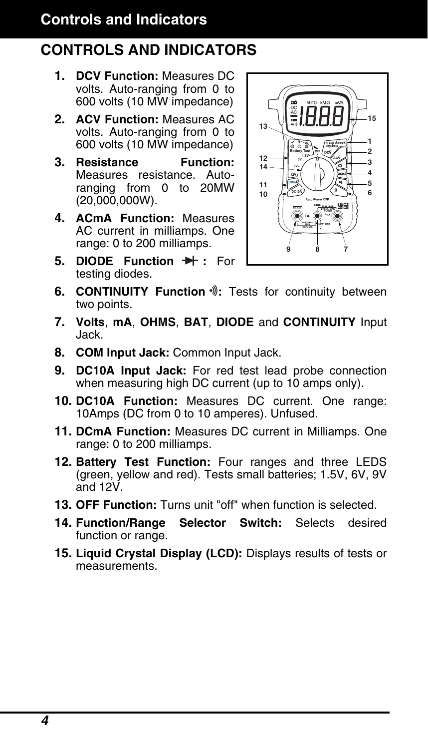# CONTROLS AND INDICATORS

1. **DCV Function:** Measures DC volts. Auto-ranging from 0 to 600 volts (10 MW impedance)
2. **ACV Function:** Measures AC volts. Auto-ranging from 0 to 600 volts (10 MW impedance)
3. **Resistance Function:** Measures resistance. Auto-ranging from 0 to 20MW (20,000,000W).
4. **ACmA Function:** Measures AC current in milliamps. One range: 0 to 200 milliamps.
5. **DIODE Function :** For testing diodes.
6. **CONTINUITY Function :** Tests for continuity between two points.
7. **Volts**, **mA**, **OHMS**, **BAT**, **DIODE** and **CONTINUITY** Input Jack.
8. **COM Input Jack:** Common Input Jack.
9. **DC10A Input Jack:** For red test lead probe connection when measuring high DC current (up to 10 amps only).
10. **DC10A Function:** Measures DC current. One range: 10Amps (DC from 0 to 10 amperes). Unfused.
11. **DCmA Function:** Measures DC current in Milliamps. One range: 0 to 200 milliamps.
12. **Battery Test Function:** Four ranges and three LEDS (green, yellow and red). Tests small batteries; 1.5V, 6V, 9V and 12V.
13. **OFF Function:** Turns unit "off" when function is selected.
14. **Function/Range Selector Switch:** Selects desired function or range.
15. **Liquid Crystal Display (LCD):** Displays results of tests or measurements.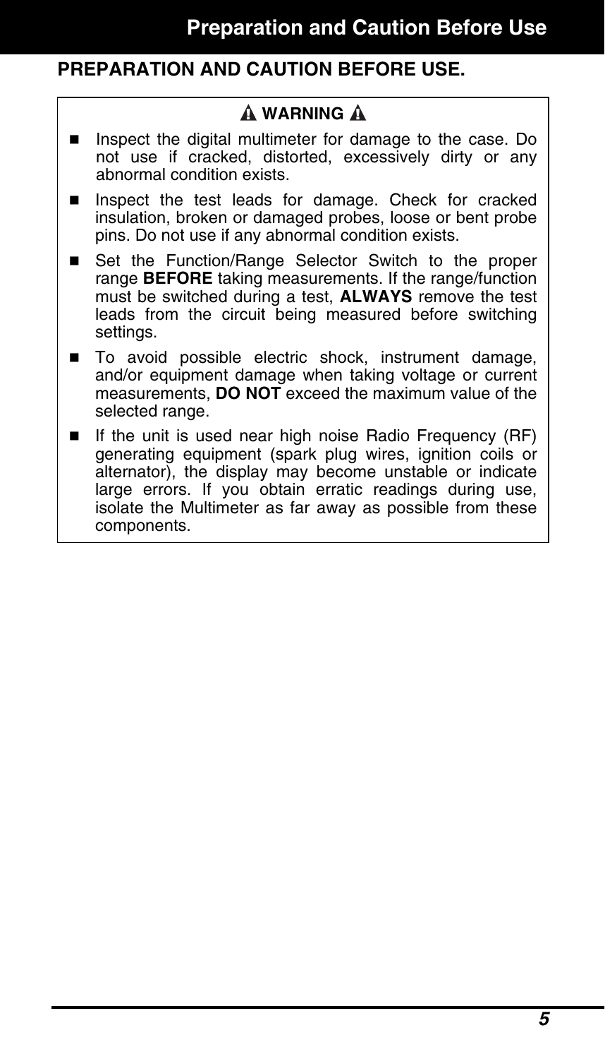## PREPARATION AND CAUTION BEFORE USE.

**⚠ WARNING ⚠**

- Inspect the digital multimeter for damage to the case. Do not use if cracked, distorted, excessively dirty or any abnormal condition exists.
- Inspect the test leads for damage. Check for cracked insulation, broken or damaged probes, loose or bent probe pins. Do not use if any abnormal condition exists.
- Set the Function/Range Selector Switch to the proper range **BEFORE** taking measurements. If the range/function must be switched during a test, **ALWAYS** remove the test leads from the circuit being measured before switching settings.
- To avoid possible electric shock, instrument damage, and/or equipment damage when taking voltage or current measurements, **DO NOT** exceed the maximum value of the selected range.
- If the unit is used near high noise Radio Frequency (RF) generating equipment (spark plug wires, ignition coils or alternator), the display may become unstable or indicate large errors. If you obtain erratic readings during use, isolate the Multimeter as far away as possible from these components.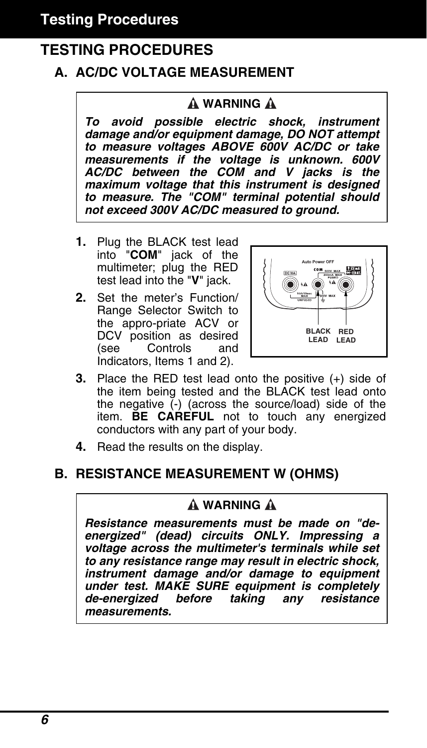# TESTING PROCEDURES

## A. AC/DC VOLTAGE MEASUREMENT

> **WARNING**
>
> ***To avoid possible electric shock, instrument damage and/or equipment damage, DO NOT attempt to measure voltages ABOVE 600V AC/DC or take measurements if the voltage is unknown. 600V AC/DC between the COM and V jacks is the maximum voltage that this instrument is designed to measure. The "COM" terminal potential should not exceed 300V AC/DC measured to ground.***

1. Plug the BLACK test lead into "**COM**" jack of the multimeter; plug the RED test lead into the "**V**" jack.
2. Set the meter's Function/Range Selector Switch to the appro-priate ACV or DCV position as desired (see Controls and Indicators, Items 1 and 2).
3. Place the RED test lead onto the positive (+) side of the item being tested and the BLACK test lead onto the negative (-) (across the source/load) side of the item. **BE CAREFUL** not to touch any energized conductors with any part of your body.
4. Read the results on the display.

## B. RESISTANCE MEASUREMENT W (OHMS)

> **WARNING**
>
> ***Resistance measurements must be made on "de-energized" (dead) circuits ONLY. Impressing a voltage across the multimeter's terminals while set to any resistance range may result in electric shock, instrument damage and/or damage to equipment under test. MAKE SURE equipment is completely de-energized before taking any resistance measurements.***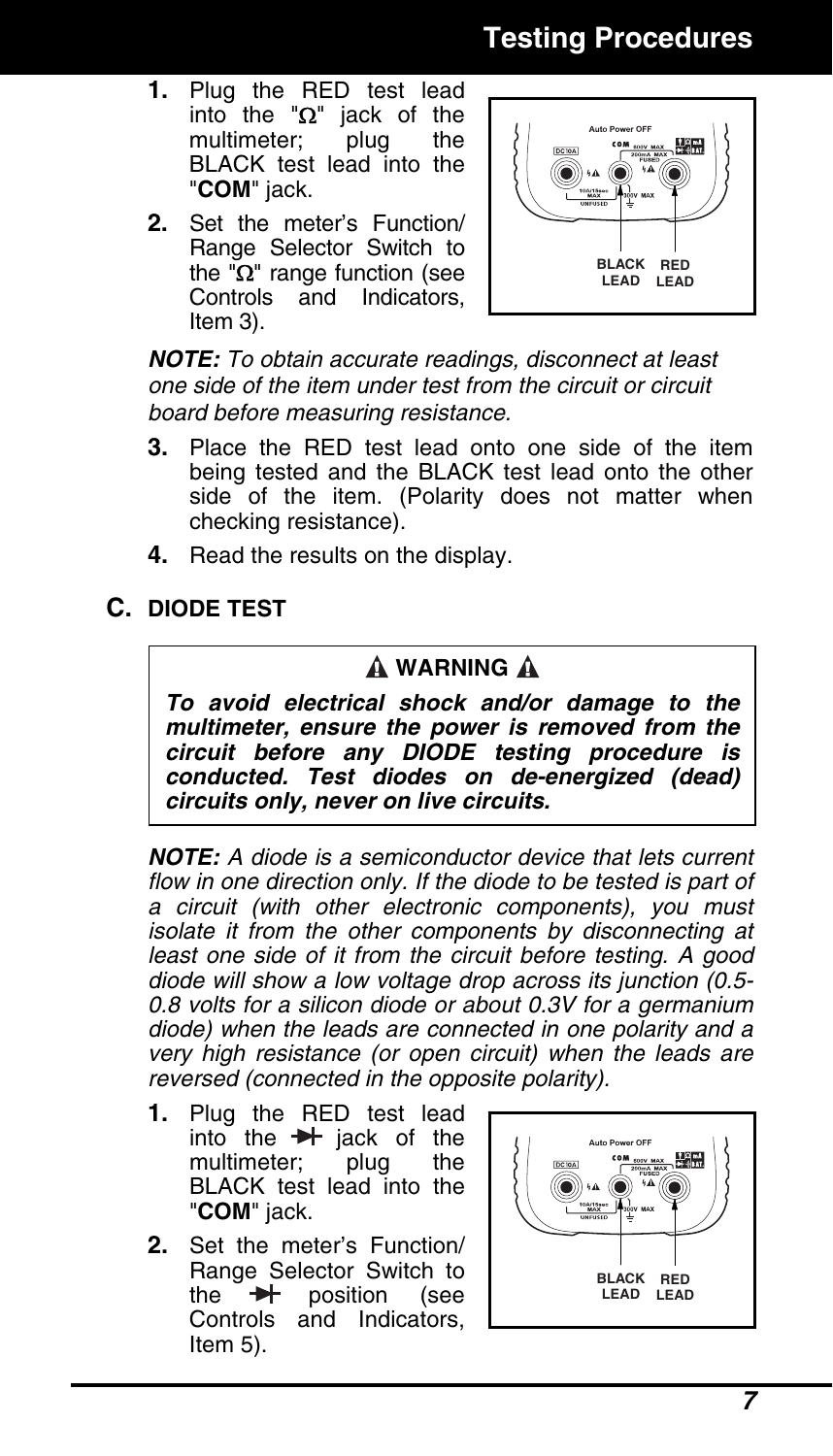1. Plug the RED test lead into the "Ω" jack of the multimeter; plug the BLACK test lead into the "**COM**" jack.
2. Set the meter's Function/Range Selector Switch to the "Ω" range function (see Controls and Indicators, Item 3).

***NOTE:*** *To obtain accurate readings, disconnect at least one side of the item under test from the circuit or circuit board before measuring resistance.*

3. Place the RED test lead onto one side of the item being tested and the BLACK test lead onto the other side of the item. (Polarity does not matter when checking resistance).
4. Read the results on the display.

## C. DIODE TEST

> **⚠ WARNING ⚠**
>
> ***To avoid electrical shock and/or damage to the multimeter, ensure the power is removed from the circuit before any DIODE testing procedure is conducted. Test diodes on de-energized (dead) circuits only, never on live circuits.***

***NOTE:*** *A diode is a semiconductor device that lets current flow in one direction only. If the diode to be tested is part of a circuit (with other electronic components), you must isolate it from the other components by disconnecting at least one side of it from the circuit before testing. A good diode will show a low voltage drop across its junction (0.5-0.8 volts for a silicon diode or about 0.3V for a germanium diode) when the leads are connected in one polarity and a very high resistance (or open circuit) when the leads are reversed (connected in the opposite polarity).*

1. Plug the RED test lead into the ⊣▶⊢ jack of the multimeter; plug the BLACK test lead into the "**COM**" jack.
2. Set the meter's Function/Range Selector Switch to the ⊣▶⊢ position (see Controls and Indicators, Item 5).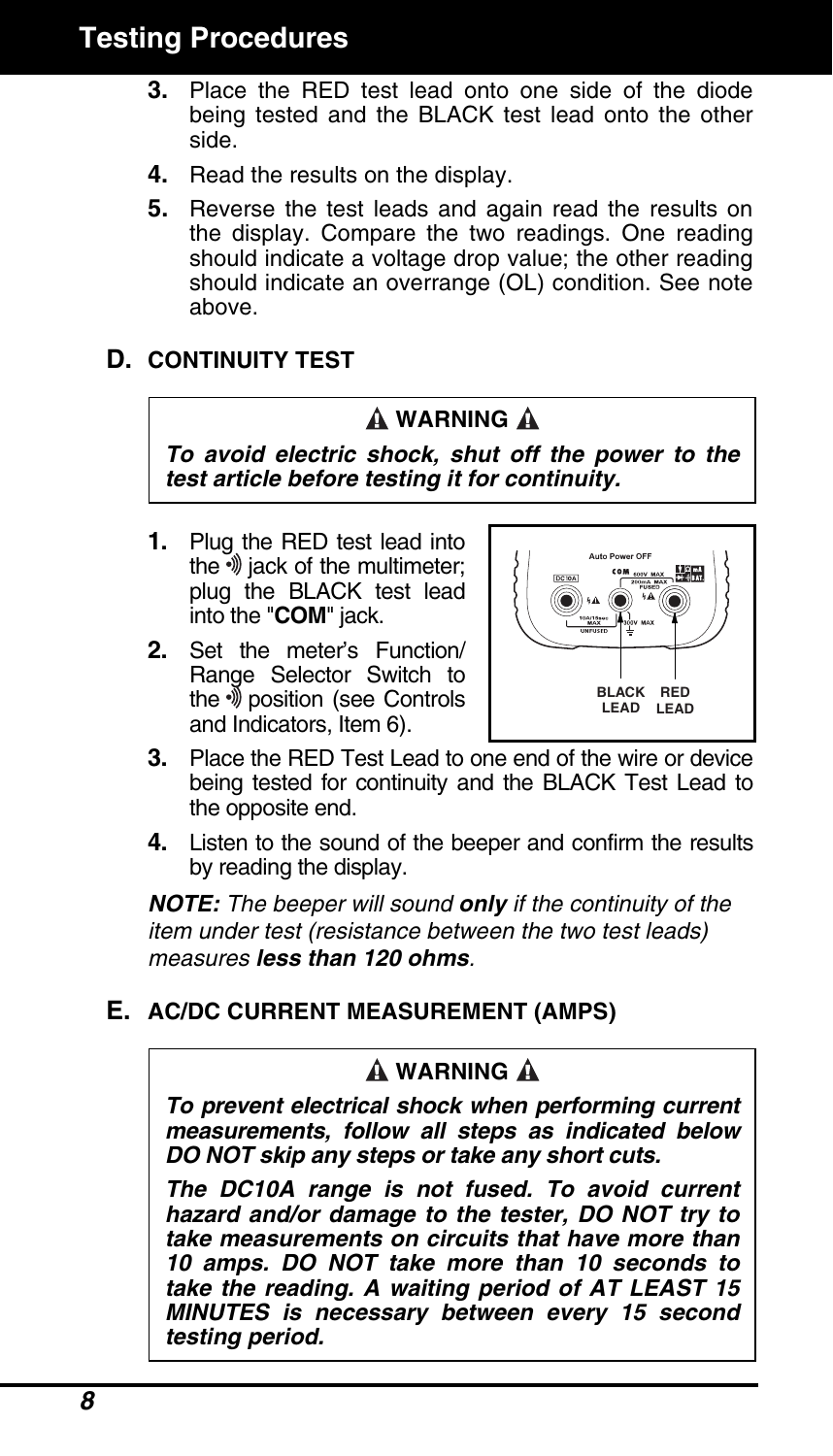3. Place the RED test lead onto one side of the diode being tested and the BLACK test lead onto the other side.
4. Read the results on the display.
5. Reverse the test leads and again read the results on the display. Compare the two readings. One reading should indicate a voltage drop value; the other reading should indicate an overrange (OL) condition. See note above.

## D. CONTINUITY TEST

> **⚠ WARNING ⚠**
>
> ***To avoid electric shock, shut off the power to the test article before testing it for continuity.***

1. Plug the RED test lead into the •))) jack of the multimeter; plug the BLACK test lead into the "**COM**" jack.
2. Set the meter's Function/Range Selector Switch to the •))) position (see Controls and Indicators, Item 6).
3. Place the RED Test Lead to one end of the wire or device being tested for continuity and the BLACK Test Lead to the opposite end.
4. Listen to the sound of the beeper and confirm the results by reading the display.

***NOTE:*** *The beeper will sound **only** if the continuity of the item under test (resistance between the two test leads) measures **less than 120 ohms**.*

## E. AC/DC CURRENT MEASUREMENT (AMPS)

> **⚠ WARNING ⚠**
>
> ***To prevent electrical shock when performing current measurements, follow all steps as indicated below DO NOT skip any steps or take any short cuts.***
>
> ***The DC10A range is not fused. To avoid current hazard and/or damage to the tester, DO NOT try to take measurements on circuits that have more than 10 amps. DO NOT take more than 10 seconds to take the reading. A waiting period of AT LEAST 15 MINUTES is necessary between every 15 second testing period.***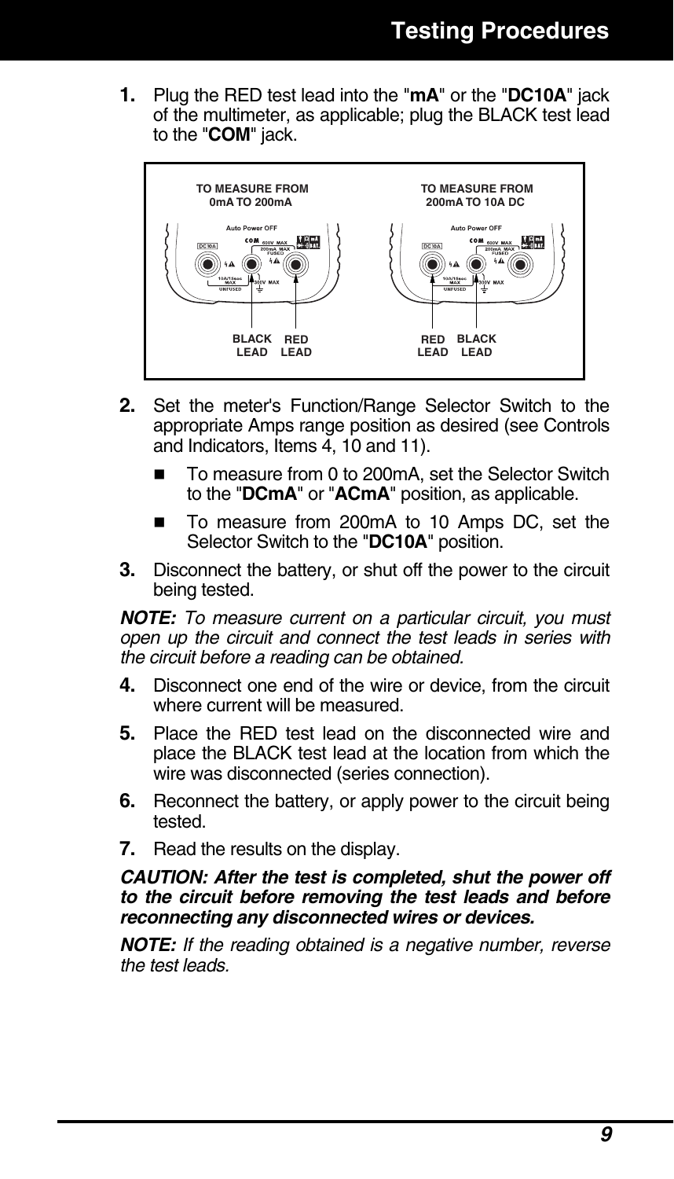1. Plug the RED test lead into the "**mA**" or the "**DC10A**" jack of the multimeter, as applicable; plug the BLACK test lead to the "**COM**" jack.

2. Set the meter's Function/Range Selector Switch to the appropriate Amps range position as desired (see Controls and Indicators, Items 4, 10 and 11).
   - To measure from 0 to 200mA, set the Selector Switch to the "**DCmA**" or "**ACmA**" position, as applicable.
   - To measure from 200mA to 10 Amps DC, set the Selector Switch to the "**DC10A**" position.

3. Disconnect the battery, or shut off the power to the circuit being tested.

***NOTE:*** *To measure current on a particular circuit, you must open up the circuit and connect the test leads in series with the circuit before a reading can be obtained.*

4. Disconnect one end of the wire or device, from the circuit where current will be measured.

5. Place the RED test lead on the disconnected wire and place the BLACK test lead at the location from which the wire was disconnected (series connection).

6. Reconnect the battery, or apply power to the circuit being tested.

7. Read the results on the display.

***CAUTION: After the test is completed, shut the power off to the circuit before removing the test leads and before reconnecting any disconnected wires or devices.***

***NOTE:*** *If the reading obtained is a negative number, reverse the test leads.*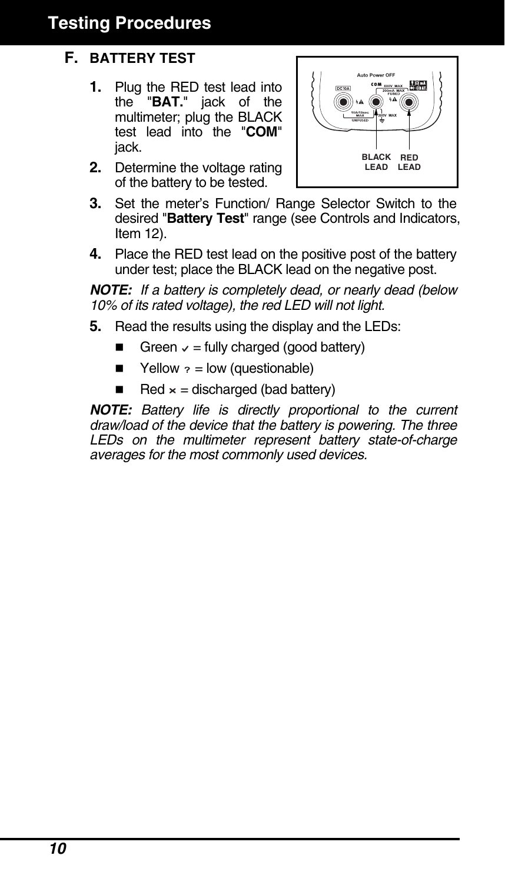## F. BATTERY TEST

1. Plug the RED test lead into the "**BAT.**" jack of the multimeter; plug the BLACK test lead into the "**COM**" jack.
2. Determine the voltage rating of the battery to be tested.
3. Set the meter's Function/ Range Selector Switch to the desired "**Battery Test**" range (see Controls and Indicators, Item 12).
4. Place the RED test lead on the positive post of the battery under test; place the BLACK lead on the negative post.

***NOTE:*** *If a battery is completely dead, or nearly dead (below 10% of its rated voltage), the red LED will not light.*

5. Read the results using the display and the LEDs:
   - Green ✓ = fully charged (good battery)
   - Yellow ? = low (questionable)
   - Red × = discharged (bad battery)

***NOTE:*** *Battery life is directly proportional to the current draw/load of the device that the battery is powering. The three LEDs on the multimeter represent battery state-of-charge averages for the most commonly used devices.*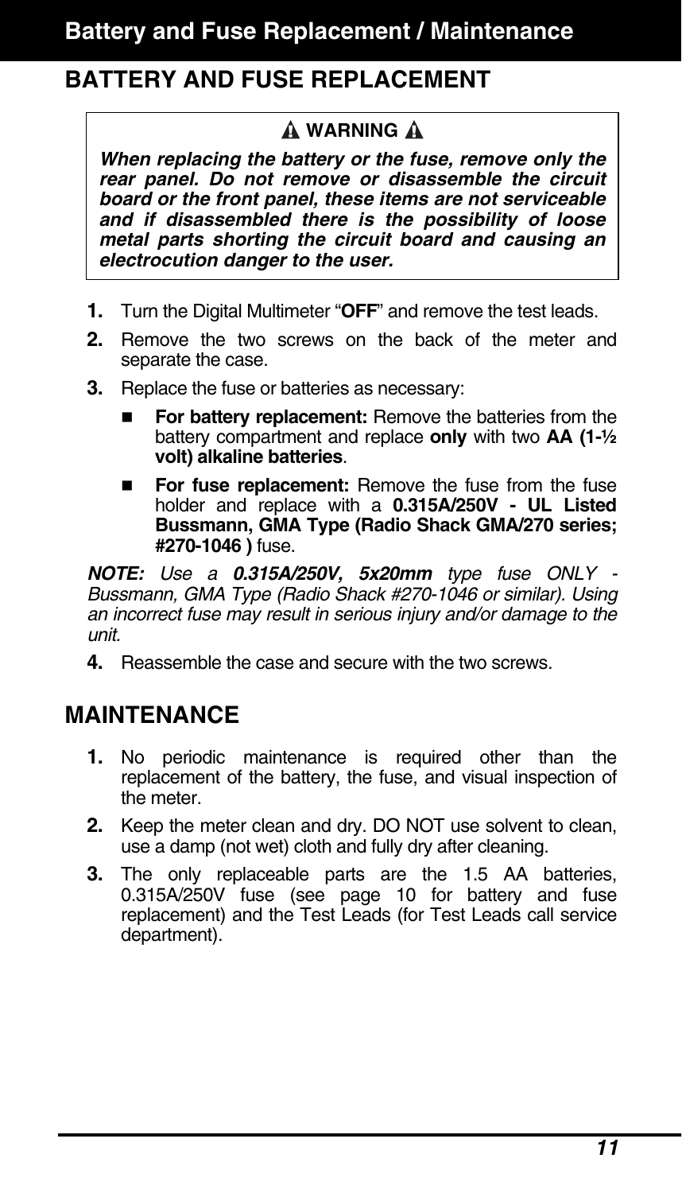# Battery and Fuse Replacement / Maintenance

## BATTERY AND FUSE REPLACEMENT

> ⚠ **WARNING** ⚠
>
> ***When replacing the battery or the fuse, remove only the rear panel. Do not remove or disassemble the circuit board or the front panel, these items are not serviceable and if disassembled there is the possibility of loose metal parts shorting the circuit board and causing an electrocution danger to the user.***

1. Turn the Digital Multimeter "**OFF**" and remove the test leads.
2. Remove the two screws on the back of the meter and separate the case.
3. Replace the fuse or batteries as necessary:
   - **For battery replacement:** Remove the batteries from the battery compartment and replace **only** with two **AA (1-½ volt) alkaline batteries**.
   - **For fuse replacement:** Remove the fuse from the fuse holder and replace with a **0.315A/250V - UL Listed Bussmann, GMA Type (Radio Shack GMA/270 series; #270-1046 )** fuse.

***NOTE:*** *Use a **0.315A/250V, 5x20mm** type fuse ONLY - Bussmann, GMA Type (Radio Shack #270-1046 or similar). Using an incorrect fuse may result in serious injury and/or damage to the unit.*

4. Reassemble the case and secure with the two screws.

## MAINTENANCE

1. No periodic maintenance is required other than the replacement of the battery, the fuse, and visual inspection of the meter.
2. Keep the meter clean and dry. DO NOT use solvent to clean, use a damp (not wet) cloth and fully dry after cleaning.
3. The only replaceable parts are the 1.5 AA batteries, 0.315A/250V fuse (see page 10 for battery and fuse replacement) and the Test Leads (for Test Leads call service department).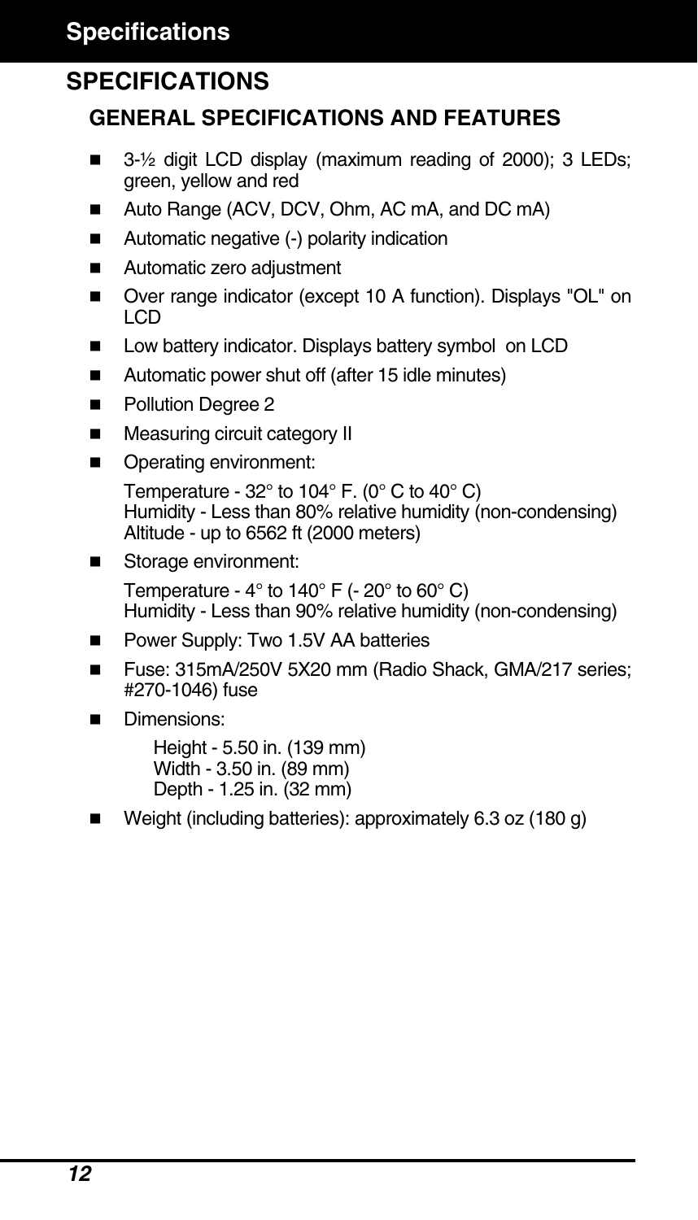# SPECIFICATIONS

## GENERAL SPECIFICATIONS AND FEATURES

- 3-½ digit LCD display (maximum reading of 2000); 3 LEDs; green, yellow and red
- Auto Range (ACV, DCV, Ohm, AC mA, and DC mA)
- Automatic negative (-) polarity indication
- Automatic zero adjustment
- Over range indicator (except 10 A function). Displays "OL" on LCD
- Low battery indicator. Displays battery symbol on LCD
- Automatic power shut off (after 15 idle minutes)
- Pollution Degree 2
- Measuring circuit category II
- Operating environment:

  Temperature - 32° to 104° F. (0° C to 40° C)
  Humidity - Less than 80% relative humidity (non-condensing)
  Altitude - up to 6562 ft (2000 meters)
- Storage environment:

  Temperature - 4° to 140° F (- 20° to 60° C)
  Humidity - Less than 90% relative humidity (non-condensing)
- Power Supply: Two 1.5V AA batteries
- Fuse: 315mA/250V 5X20 mm (Radio Shack, GMA/217 series; #270-1046) fuse
- Dimensions:

  Height - 5.50 in. (139 mm)
  Width - 3.50 in. (89 mm)
  Depth - 1.25 in. (32 mm)
- Weight (including batteries): approximately 6.3 oz (180 g)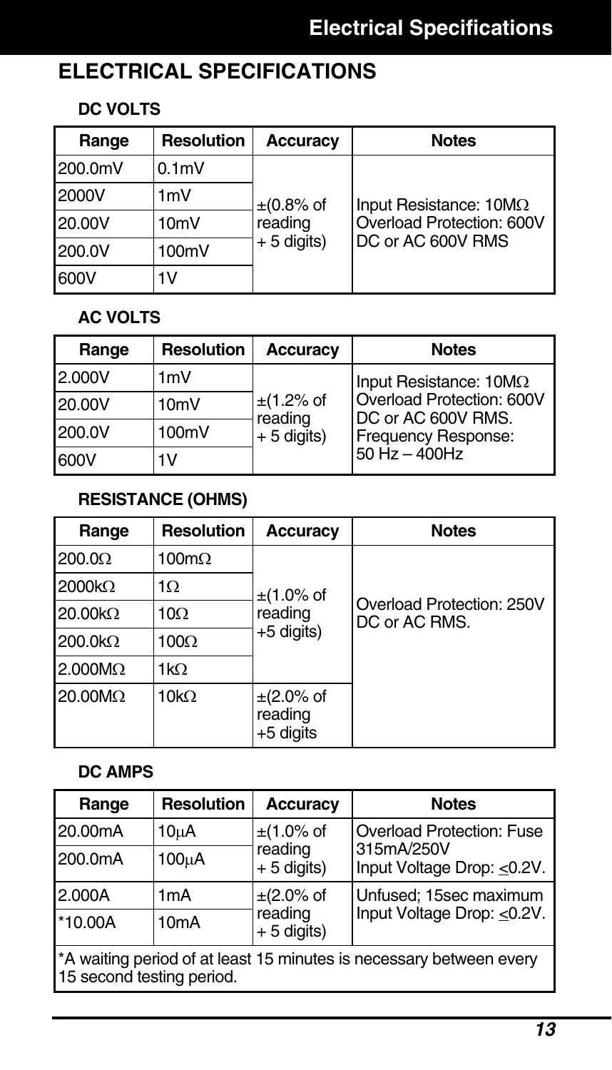# ELECTRICAL SPECIFICATIONS

### DC VOLTS

| Range | Resolution | Accuracy | Notes |
|---|---|---|---|
| 200.0mV | 0.1mV | ±(0.8% of reading + 5 digits) | Input Resistance: 10MΩ Overload Protection: 600V DC or AC 600V RMS |
| 2000V | 1mV | | |
| 20.00V | 10mV | | |
| 200.0V | 100mV | | |
| 600V | 1V | | |

### AC VOLTS

| Range | Resolution | Accuracy | Notes |
|---|---|---|---|
| 2.000V | 1mV | ±(1.2% of reading + 5 digits) | Input Resistance: 10MΩ Overload Protection: 600V DC or AC 600V RMS. Frequency Response: 50 Hz – 400Hz |
| 20.00V | 10mV | | |
| 200.0V | 100mV | | |
| 600V | 1V | | |

### RESISTANCE (OHMS)

| Range | Resolution | Accuracy | Notes |
|---|---|---|---|
| 200.0Ω | 100mΩ | ±(1.0% of reading +5 digits) | Overload Protection: 250V DC or AC RMS. |
| 2000kΩ | 1Ω | | |
| 20.00kΩ | 10Ω | | |
| 200.0kΩ | 100Ω | | |
| 2.000MΩ | 1kΩ | | |
| 20.00MΩ | 10kΩ | ±(2.0% of reading +5 digits | |

### DC AMPS

| Range | Resolution | Accuracy | Notes |
|---|---|---|---|
| 20.00mA | 10μA | ±(1.0% of reading + 5 digits) | Overload Protection: Fuse 315mA/250V Input Voltage Drop: ≤0.2V. |
| 200.0mA | 100μA | | |
| 2.000A | 1mA | ±(2.0% of reading + 5 digits) | Unfused; 15sec maximum Input Voltage Drop: ≤0.2V. |
| *10.00A | 10mA | | |

*A waiting period of at least 15 minutes is necessary between every 15 second testing period.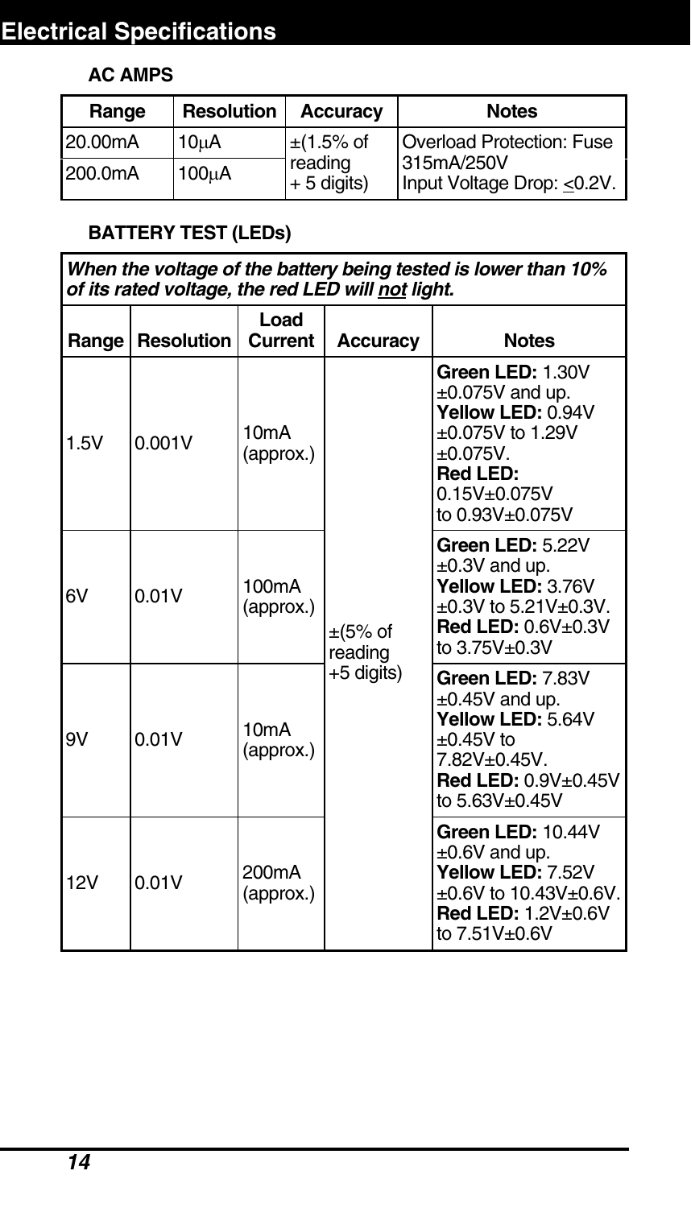## Electrical Specifications

### AC AMPS

| Range | Resolution | Accuracy | Notes |
|---|---|---|---|
| 20.00mA | 10µA | ±(1.5% of reading + 5 digits) | Overload Protection: Fuse 315mA/250V Input Voltage Drop: <0.2V. |
| 200.0mA | 100µA | | |

### BATTERY TEST (LEDs)

***When the voltage of the battery being tested is lower than 10% of its rated voltage, the red LED will <u>not</u> light.***

| Range | Resolution | Load Current | Accuracy | Notes |
|---|---|---|---|---|
| 1.5V | 0.001V | 10mA (approx.) | ±(5% of reading +5 digits) | **Green LED:** 1.30V ±0.075V and up. **Yellow LED:** 0.94V ±0.075V to 1.29V ±0.075V. **Red LED:** 0.15V±0.075V to 0.93V±0.075V |
| 6V | 0.01V | 100mA (approx.) | | **Green LED:** 5.22V ±0.3V and up. **Yellow LED:** 3.76V ±0.3V to 5.21V±0.3V. **Red LED:** 0.6V±0.3V to 3.75V±0.3V |
| 9V | 0.01V | 10mA (approx.) | | **Green LED:** 7.83V ±0.45V and up. **Yellow LED:** 5.64V ±0.45V to 7.82V±0.45V. **Red LED:** 0.9V±0.45V to 5.63V±0.45V |
| 12V | 0.01V | 200mA (approx.) | | **Green LED:** 10.44V ±0.6V and up. **Yellow LED:** 7.52V ±0.6V to 10.43V±0.6V. **Red LED:** 1.2V±0.6V to 7.51V±0.6V |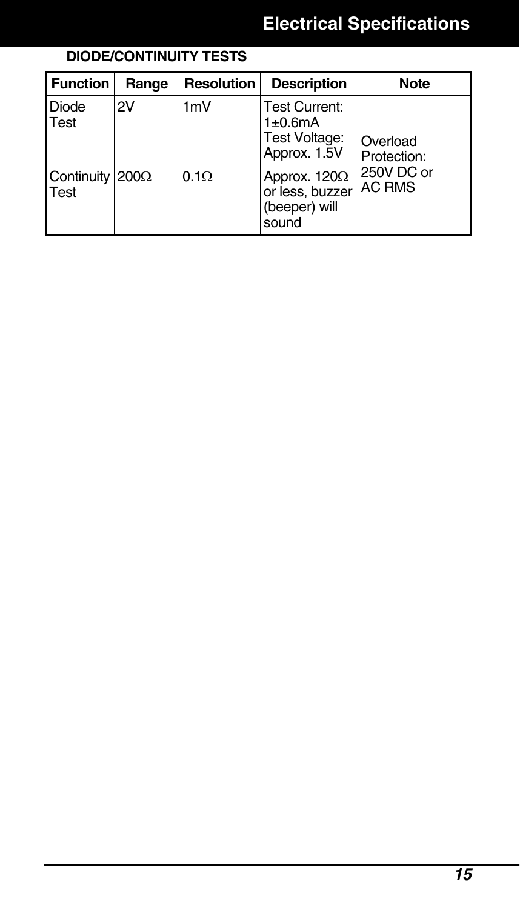**DIODE/CONTINUITY TESTS**

| Function | Range | Resolution | Description | Note |
| --- | --- | --- | --- | --- |
| Diode Test | 2V | 1mV | Test Current: 1±0.6mA Test Voltage: Approx. 1.5V | Overload Protection: 250V DC or AC RMS |
| Continuity Test | 200Ω | 0.1Ω | Approx. 120Ω or less, buzzer (beeper) will sound | |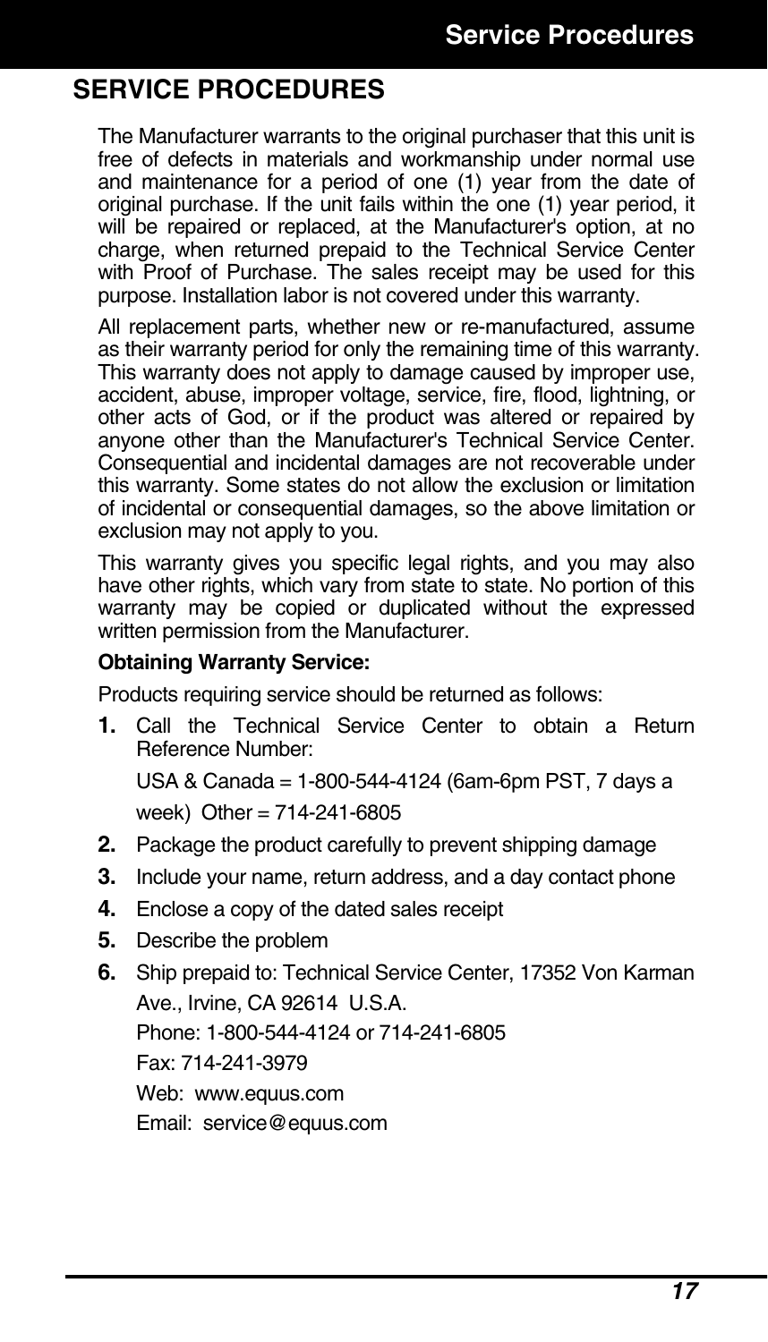# SERVICE PROCEDURES

The Manufacturer warrants to the original purchaser that this unit is free of defects in materials and workmanship under normal use and maintenance for a period of one (1) year from the date of original purchase. If the unit fails within the one (1) year period, it will be repaired or replaced, at the Manufacturer's option, at no charge, when returned prepaid to the Technical Service Center with Proof of Purchase. The sales receipt may be used for this purpose. Installation labor is not covered under this warranty.

All replacement parts, whether new or re-manufactured, assume as their warranty period for only the remaining time of this warranty. This warranty does not apply to damage caused by improper use, accident, abuse, improper voltage, service, fire, flood, lightning, or other acts of God, or if the product was altered or repaired by anyone other than the Manufacturer's Technical Service Center. Consequential and incidental damages are not recoverable under this warranty. Some states do not allow the exclusion or limitation of incidental or consequential damages, so the above limitation or exclusion may not apply to you.

This warranty gives you specific legal rights, and you may also have other rights, which vary from state to state. No portion of this warranty may be copied or duplicated without the expressed written permission from the Manufacturer.

**Obtaining Warranty Service:**

Products requiring service should be returned as follows:

1. Call the Technical Service Center to obtain a Return Reference Number:

   USA & Canada = 1-800-544-4124 (6am-6pm PST, 7 days a week) Other = 714-241-6805
2. Package the product carefully to prevent shipping damage
3. Include your name, return address, and a day contact phone
4. Enclose a copy of the dated sales receipt
5. Describe the problem
6. Ship prepaid to: Technical Service Center, 17352 Von Karman Ave., Irvine, CA 92614 U.S.A.

   Phone: 1-800-544-4124 or 714-241-6805

   Fax: 714-241-3979

   Web: www.equus.com

   Email: service@equus.com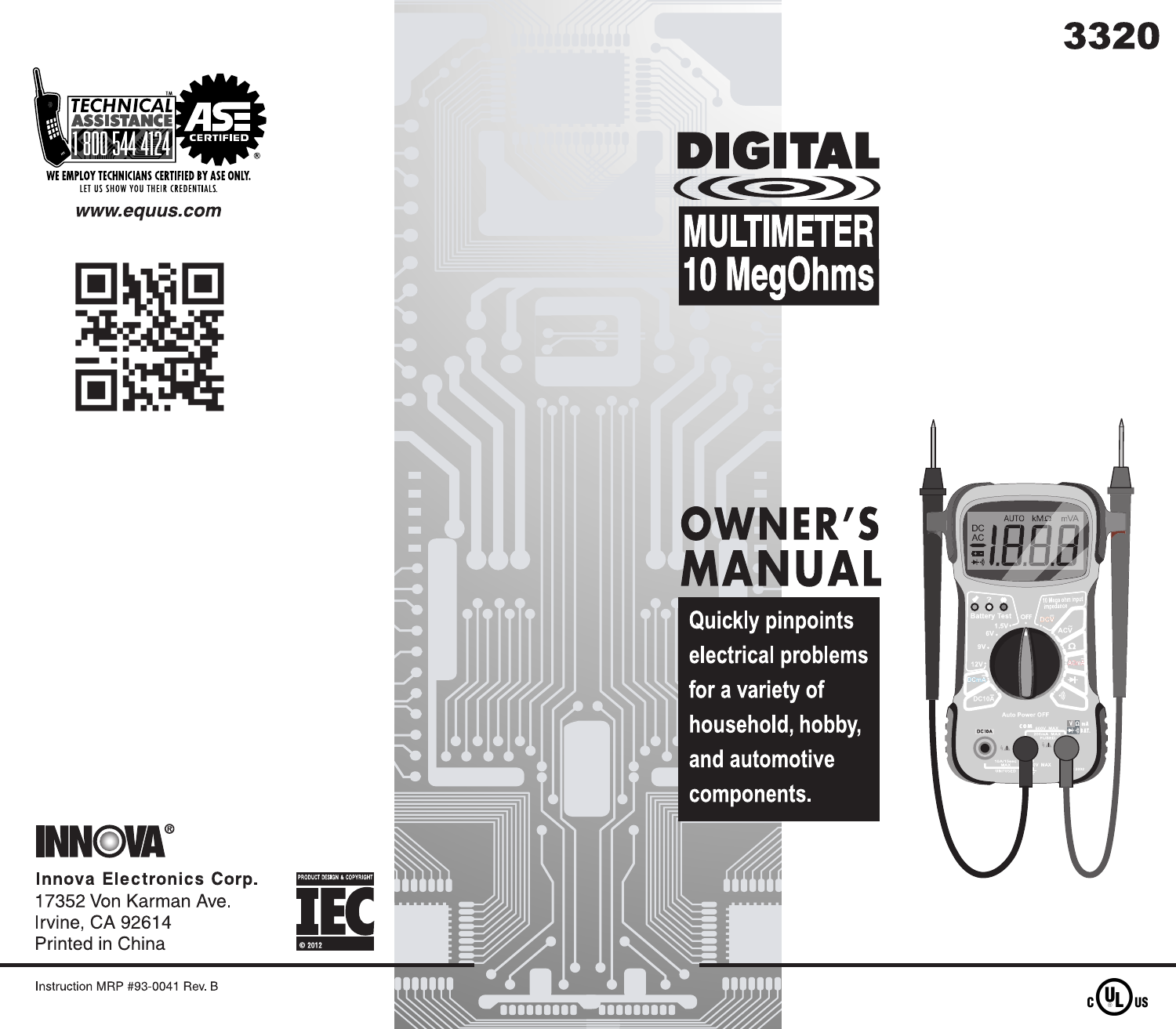# 3320

TECHNICAL ASSISTANCE 1 800 544 4124

ASE CERTIFIED

WE EMPLOY TECHNICIANS CERTIFIED BY ASE ONLY.
LET US SHOW YOU THEIR CREDENTIALS.

www.equus.com

# DIGITAL MULTIMETER 10 MegOhms

# OWNER'S MANUAL

**Quickly pinpoints electrical problems for a variety of household, hobby, and automotive components.**

INNOVA®

**Innova Electronics Corp.**
17352 Von Karman Ave.
Irvine, CA 92614
Printed in China

PRODUCT DESIGN & COPYRIGHT
IEC
© 2012

Instruction MRP #93-0041 Rev. B